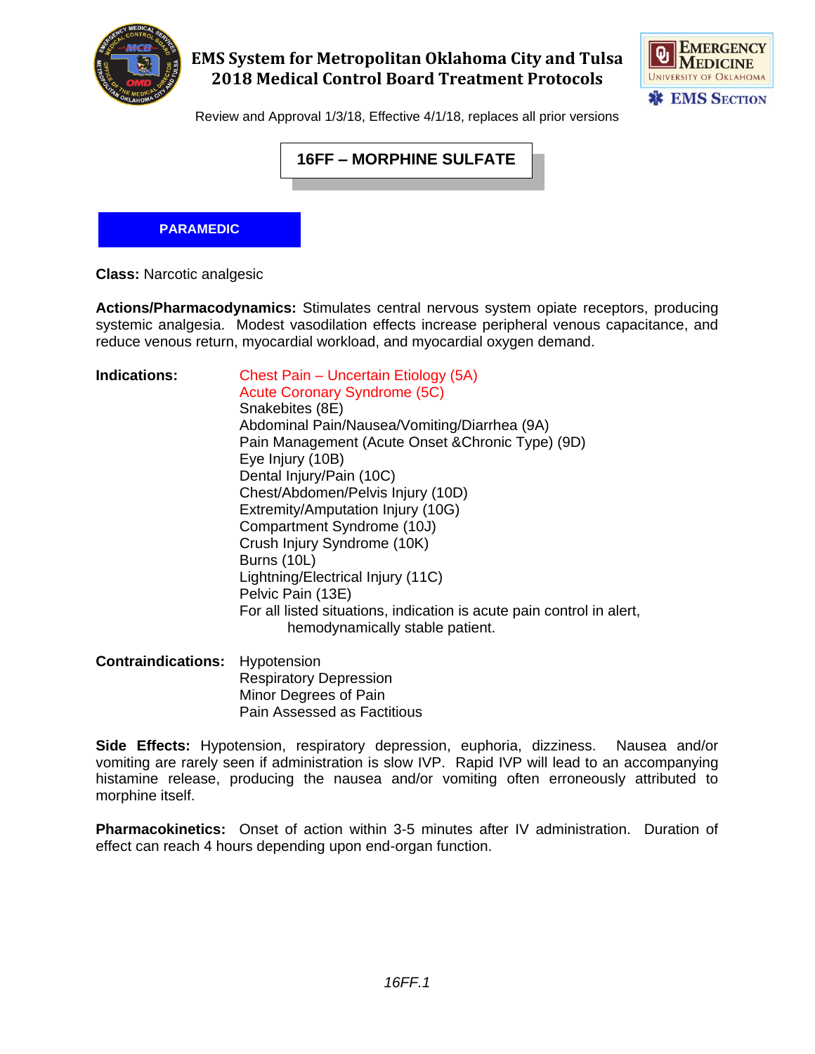# EMS System for Metropolitan Oklahoma City and Tulsa
# 2018 Medical Control Board Treatment Protocols

Review and Approval 1/3/18, Effective 4/1/18, replaces all prior versions

## 16FF – MORPHINE SULFATE

**PARAMEDIC**

**Class:** Narcotic analgesic

**Actions/Pharmacodynamics:** Stimulates central nervous system opiate receptors, producing systemic analgesia. Modest vasodilation effects increase peripheral venous capacitance, and reduce venous return, myocardial workload, and myocardial oxygen demand.

**Indications:**
- Chest Pain – Uncertain Etiology (5A)
- Acute Coronary Syndrome (5C)
- Snakebites (8E)
- Abdominal Pain/Nausea/Vomiting/Diarrhea (9A)
- Pain Management (Acute Onset &Chronic Type) (9D)
- Eye Injury (10B)
- Dental Injury/Pain (10C)
- Chest/Abdomen/Pelvis Injury (10D)
- Extremity/Amputation Injury (10G)
- Compartment Syndrome (10J)
- Crush Injury Syndrome (10K)
- Burns (10L)
- Lightning/Electrical Injury (11C)
- Pelvic Pain (13E)

For all listed situations, indication is acute pain control in alert, hemodynamically stable patient.

**Contraindications:**
- Hypotension
- Respiratory Depression
- Minor Degrees of Pain
- Pain Assessed as Factitious

**Side Effects:** Hypotension, respiratory depression, euphoria, dizziness. Nausea and/or vomiting are rarely seen if administration is slow IVP. Rapid IVP will lead to an accompanying histamine release, producing the nausea and/or vomiting often erroneously attributed to morphine itself.

**Pharmacokinetics:** Onset of action within 3-5 minutes after IV administration. Duration of effect can reach 4 hours depending upon end-organ function.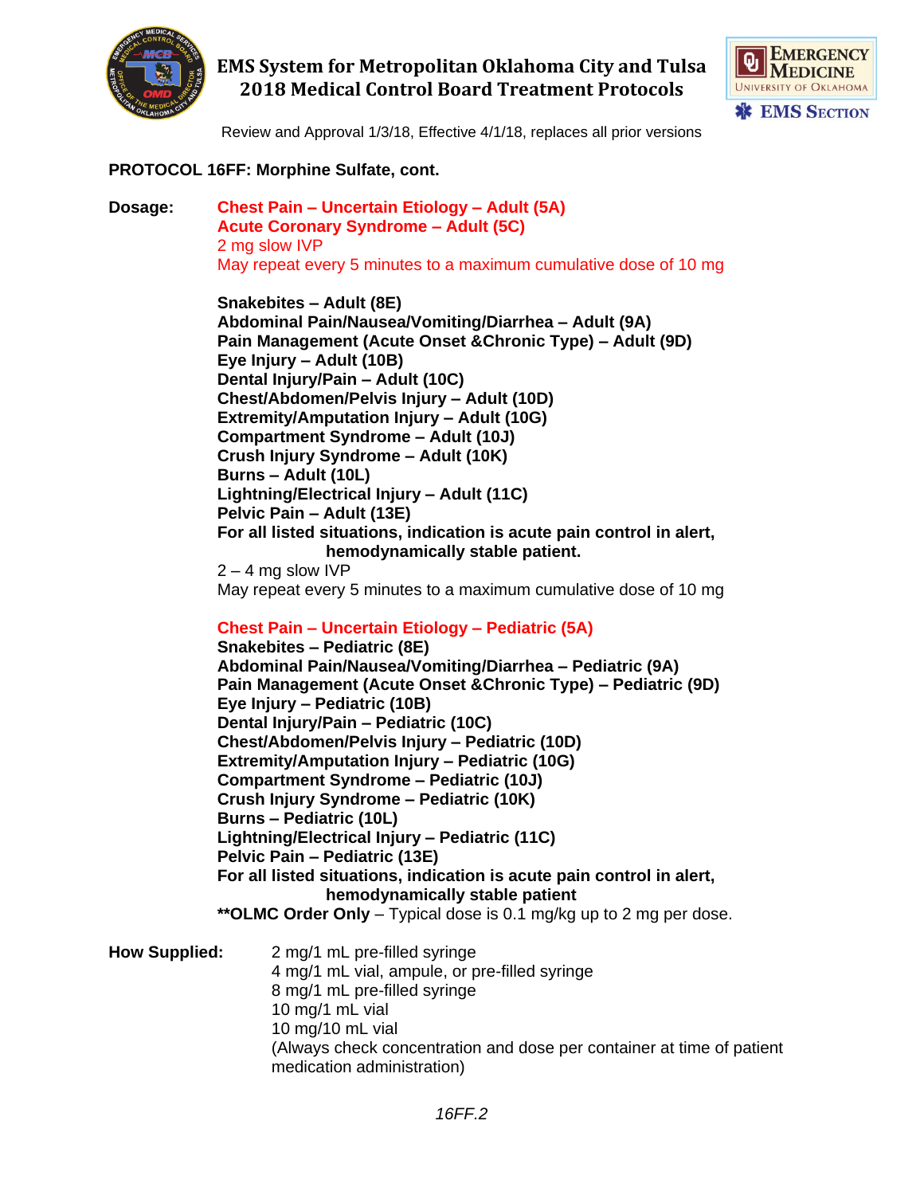**PROTOCOL 16FF: Morphine Sulfate, cont.**

**Dosage:**

**Chest Pain – Uncertain Etiology – Adult (5A)**
**Acute Coronary Syndrome – Adult (5C)**
2 mg slow IVP
May repeat every 5 minutes to a maximum cumulative dose of 10 mg

**Snakebites – Adult (8E)**
**Abdominal Pain/Nausea/Vomiting/Diarrhea – Adult (9A)**
**Pain Management (Acute Onset &Chronic Type) – Adult (9D)**
**Eye Injury – Adult (10B)**
**Dental Injury/Pain – Adult (10C)**
**Chest/Abdomen/Pelvis Injury – Adult (10D)**
**Extremity/Amputation Injury – Adult (10G)**
**Compartment Syndrome – Adult (10J)**
**Crush Injury Syndrome – Adult (10K)**
**Burns – Adult (10L)**
**Lightning/Electrical Injury – Adult (11C)**
**Pelvic Pain – Adult (13E)**
**For all listed situations, indication is acute pain control in alert, hemodynamically stable patient.**
2 – 4 mg slow IVP
May repeat every 5 minutes to a maximum cumulative dose of 10 mg

**Chest Pain – Uncertain Etiology – Pediatric (5A)**
**Snakebites – Pediatric (8E)**
**Abdominal Pain/Nausea/Vomiting/Diarrhea – Pediatric (9A)**
**Pain Management (Acute Onset &Chronic Type) – Pediatric (9D)**
**Eye Injury – Pediatric (10B)**
**Dental Injury/Pain – Pediatric (10C)**
**Chest/Abdomen/Pelvis Injury – Pediatric (10D)**
**Extremity/Amputation Injury – Pediatric (10G)**
**Compartment Syndrome – Pediatric (10J)**
**Crush Injury Syndrome – Pediatric (10K)**
**Burns – Pediatric (10L)**
**Lightning/Electrical Injury – Pediatric (11C)**
**Pelvic Pain – Pediatric (13E)**
**For all listed situations, indication is acute pain control in alert, hemodynamically stable patient**
****OLMC Order Only** – Typical dose is 0.1 mg/kg up to 2 mg per dose.

**How Supplied:**

2 mg/1 mL pre-filled syringe
4 mg/1 mL vial, ampule, or pre-filled syringe
8 mg/1 mL pre-filled syringe
10 mg/1 mL vial
10 mg/10 mL vial
(Always check concentration and dose per container at time of patient medication administration)